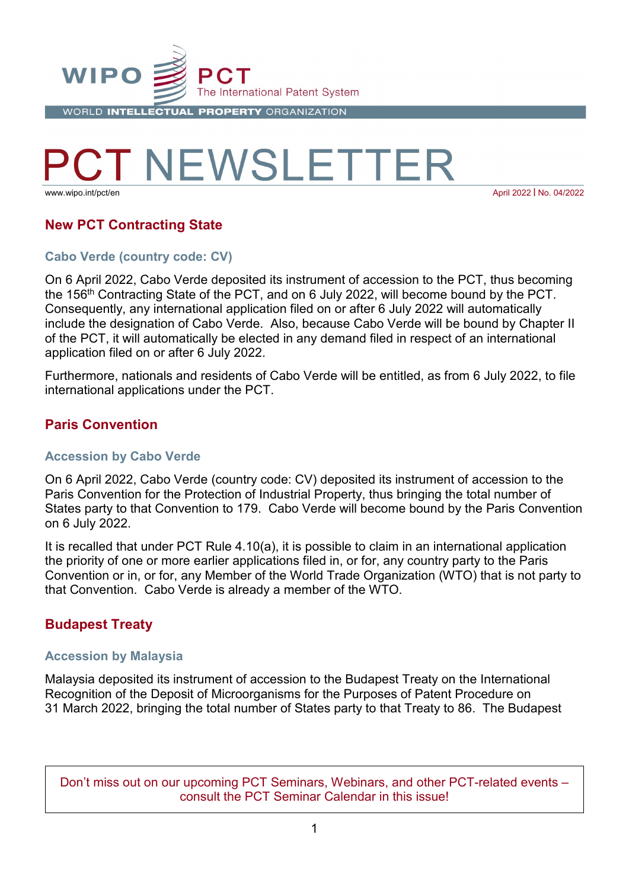# PCT NEWSLETTER

www.wipo.int/pct/en

April 2022 | No. 04/2022

## New PCT Contracting State

### Cabo Verde (country code: CV)

On 6 April 2022, Cabo Verde deposited its instrument of accession to the PCT, thus becoming the 156th Contracting State of the PCT, and on 6 July 2022, will become bound by the PCT. Consequently, any international application filed on or after 6 July 2022 will automatically include the designation of Cabo Verde. Also, because Cabo Verde will be bound by Chapter II of the PCT, it will automatically be elected in any demand filed in respect of an international application filed on or after 6 July 2022.

Furthermore, nationals and residents of Cabo Verde will be entitled, as from 6 July 2022, to file international applications under the PCT.

## Paris Convention

### Accession by Cabo Verde

On 6 April 2022, Cabo Verde (country code: CV) deposited its instrument of accession to the Paris Convention for the Protection of Industrial Property, thus bringing the total number of States party to that Convention to 179. Cabo Verde will become bound by the Paris Convention on 6 July 2022.

It is recalled that under PCT Rule 4.10(a), it is possible to claim in an international application the priority of one or more earlier applications filed in, or for, any country party to the Paris Convention or in, or for, any Member of the World Trade Organization (WTO) that is not party to that Convention. Cabo Verde is already a member of the WTO.

## Budapest Treaty

### Accession by Malaysia

Malaysia deposited its instrument of accession to the Budapest Treaty on the International Recognition of the Deposit of Microorganisms for the Purposes of Patent Procedure on 31 March 2022, bringing the total number of States party to that Treaty to 86. The Budapest

Don't miss out on our upcoming PCT Seminars, Webinars, and other PCT-related events – consult the PCT Seminar Calendar in this issue!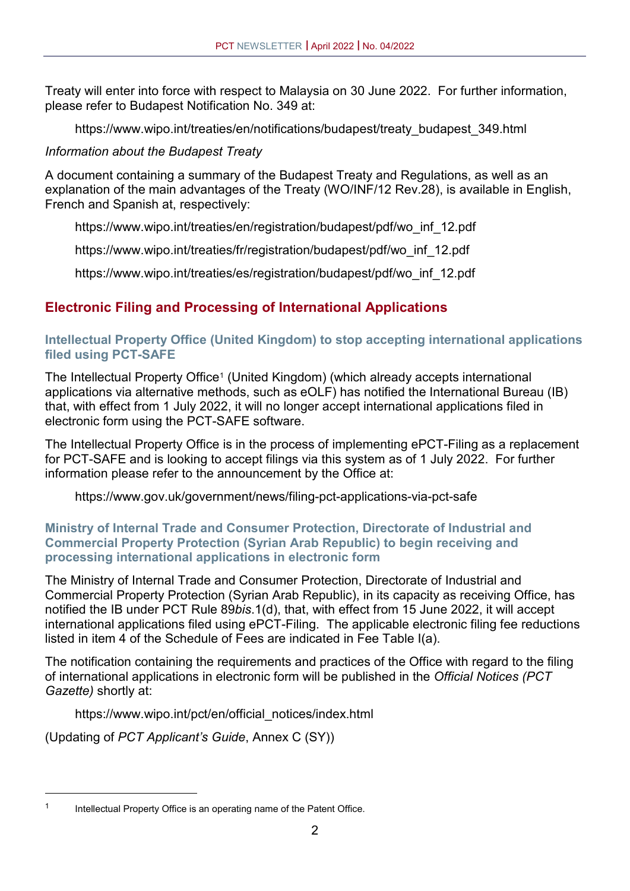Treaty will enter into force with respect to Malaysia on 30 June 2022. For further information, please refer to Budapest Notification No. 349 at:

https://www.wipo.int/treaties/en/notifications/budapest/treaty_budapest_349.html

*Information about the Budapest Treaty*

A document containing a summary of the Budapest Treaty and Regulations, as well as an explanation of the main advantages of the Treaty (WO/INF/12 Rev.28), is available in English, French and Spanish at, respectively:

https://www.wipo.int/treaties/en/registration/budapest/pdf/wo_inf_12.pdf

https://www.wipo.int/treaties/fr/registration/budapest/pdf/wo_inf_12.pdf

https://www.wipo.int/treaties/es/registration/budapest/pdf/wo_inf_12.pdf

## Electronic Filing and Processing of International Applications

### Intellectual Property Office (United Kingdom) to stop accepting international applications filed using PCT-SAFE

The Intellectual Property Office[1] (United Kingdom) (which already accepts international applications via alternative methods, such as eOLF) has notified the International Bureau (IB) that, with effect from 1 July 2022, it will no longer accept international applications filed in electronic form using the PCT-SAFE software.

The Intellectual Property Office is in the process of implementing ePCT-Filing as a replacement for PCT-SAFE and is looking to accept filings via this system as of 1 July 2022. For further information please refer to the announcement by the Office at:

https://www.gov.uk/government/news/filing-pct-applications-via-pct-safe

### Ministry of Internal Trade and Consumer Protection, Directorate of Industrial and Commercial Property Protection (Syrian Arab Republic) to begin receiving and processing international applications in electronic form

The Ministry of Internal Trade and Consumer Protection, Directorate of Industrial and Commercial Property Protection (Syrian Arab Republic), in its capacity as receiving Office, has notified the IB under PCT Rule 89*bis*.1(d), that, with effect from 15 June 2022, it will accept international applications filed using ePCT-Filing. The applicable electronic filing fee reductions listed in item 4 of the Schedule of Fees are indicated in Fee Table I(a).

The notification containing the requirements and practices of the Office with regard to the filing of international applications in electronic form will be published in the *Official Notices (PCT Gazette)* shortly at:

https://www.wipo.int/pct/en/official_notices/index.html

(Updating of *PCT Applicant's Guide*, Annex C (SY))

[1] Intellectual Property Office is an operating name of the Patent Office.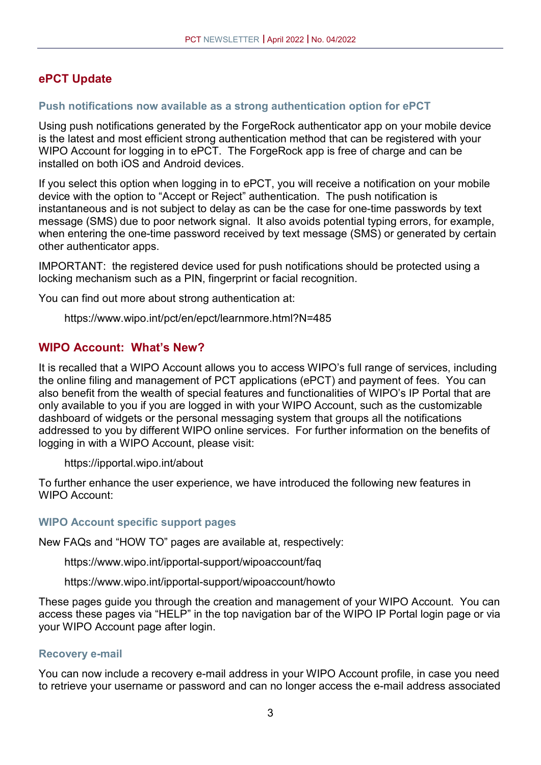## ePCT Update

### Push notifications now available as a strong authentication option for ePCT

Using push notifications generated by the ForgeRock authenticator app on your mobile device is the latest and most efficient strong authentication method that can be registered with your WIPO Account for logging in to ePCT. The ForgeRock app is free of charge and can be installed on both iOS and Android devices.

If you select this option when logging in to ePCT, you will receive a notification on your mobile device with the option to "Accept or Reject" authentication. The push notification is instantaneous and is not subject to delay as can be the case for one-time passwords by text message (SMS) due to poor network signal. It also avoids potential typing errors, for example, when entering the one-time password received by text message (SMS) or generated by certain other authenticator apps.

IMPORTANT: the registered device used for push notifications should be protected using a locking mechanism such as a PIN, fingerprint or facial recognition.

You can find out more about strong authentication at:

> https://www.wipo.int/pct/en/epct/learnmore.html?N=485

## WIPO Account: What's New?

It is recalled that a WIPO Account allows you to access WIPO's full range of services, including the online filing and management of PCT applications (ePCT) and payment of fees. You can also benefit from the wealth of special features and functionalities of WIPO's IP Portal that are only available to you if you are logged in with your WIPO Account, such as the customizable dashboard of widgets or the personal messaging system that groups all the notifications addressed to you by different WIPO online services. For further information on the benefits of logging in with a WIPO Account, please visit:

> https://ipportal.wipo.int/about

To further enhance the user experience, we have introduced the following new features in WIPO Account:

### WIPO Account specific support pages

New FAQs and "HOW TO" pages are available at, respectively:

> https://www.wipo.int/ipportal-support/wipoaccount/faq
>
> https://www.wipo.int/ipportal-support/wipoaccount/howto

These pages guide you through the creation and management of your WIPO Account. You can access these pages via "HELP" in the top navigation bar of the WIPO IP Portal login page or via your WIPO Account page after login.

### Recovery e-mail

You can now include a recovery e-mail address in your WIPO Account profile, in case you need to retrieve your username or password and can no longer access the e-mail address associated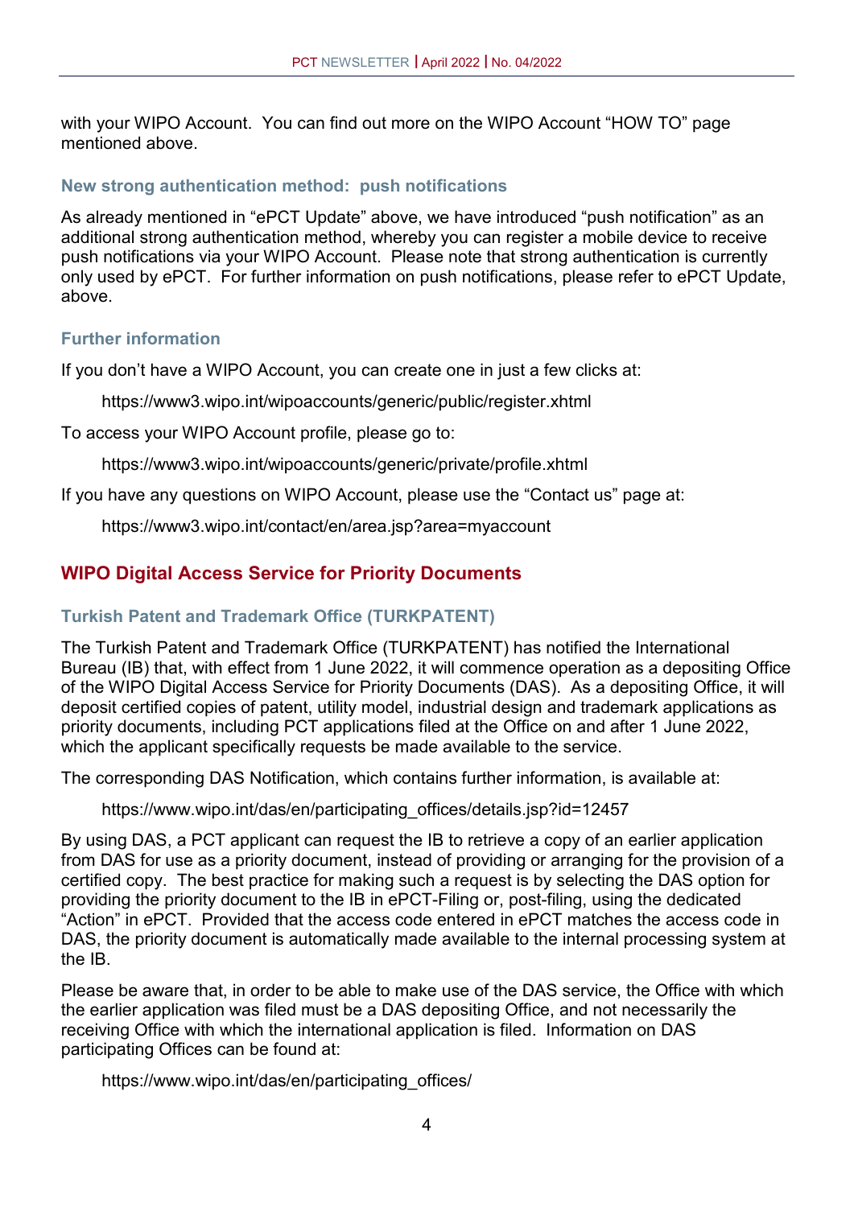with your WIPO Account. You can find out more on the WIPO Account "HOW TO" page mentioned above.

### New strong authentication method: push notifications

As already mentioned in "ePCT Update" above, we have introduced "push notification" as an additional strong authentication method, whereby you can register a mobile device to receive push notifications via your WIPO Account. Please note that strong authentication is currently only used by ePCT. For further information on push notifications, please refer to ePCT Update, above.

### Further information

If you don't have a WIPO Account, you can create one in just a few clicks at:

https://www3.wipo.int/wipoaccounts/generic/public/register.xhtml

To access your WIPO Account profile, please go to:

https://www3.wipo.int/wipoaccounts/generic/private/profile.xhtml

If you have any questions on WIPO Account, please use the "Contact us" page at:

https://www3.wipo.int/contact/en/area.jsp?area=myaccount

## WIPO Digital Access Service for Priority Documents

### Turkish Patent and Trademark Office (TURKPATENT)

The Turkish Patent and Trademark Office (TURKPATENT) has notified the International Bureau (IB) that, with effect from 1 June 2022, it will commence operation as a depositing Office of the WIPO Digital Access Service for Priority Documents (DAS). As a depositing Office, it will deposit certified copies of patent, utility model, industrial design and trademark applications as priority documents, including PCT applications filed at the Office on and after 1 June 2022, which the applicant specifically requests be made available to the service.

The corresponding DAS Notification, which contains further information, is available at:

https://www.wipo.int/das/en/participating_offices/details.jsp?id=12457

By using DAS, a PCT applicant can request the IB to retrieve a copy of an earlier application from DAS for use as a priority document, instead of providing or arranging for the provision of a certified copy. The best practice for making such a request is by selecting the DAS option for providing the priority document to the IB in ePCT-Filing or, post-filing, using the dedicated "Action" in ePCT. Provided that the access code entered in ePCT matches the access code in DAS, the priority document is automatically made available to the internal processing system at the IB.

Please be aware that, in order to be able to make use of the DAS service, the Office with which the earlier application was filed must be a DAS depositing Office, and not necessarily the receiving Office with which the international application is filed. Information on DAS participating Offices can be found at:

https://www.wipo.int/das/en/participating_offices/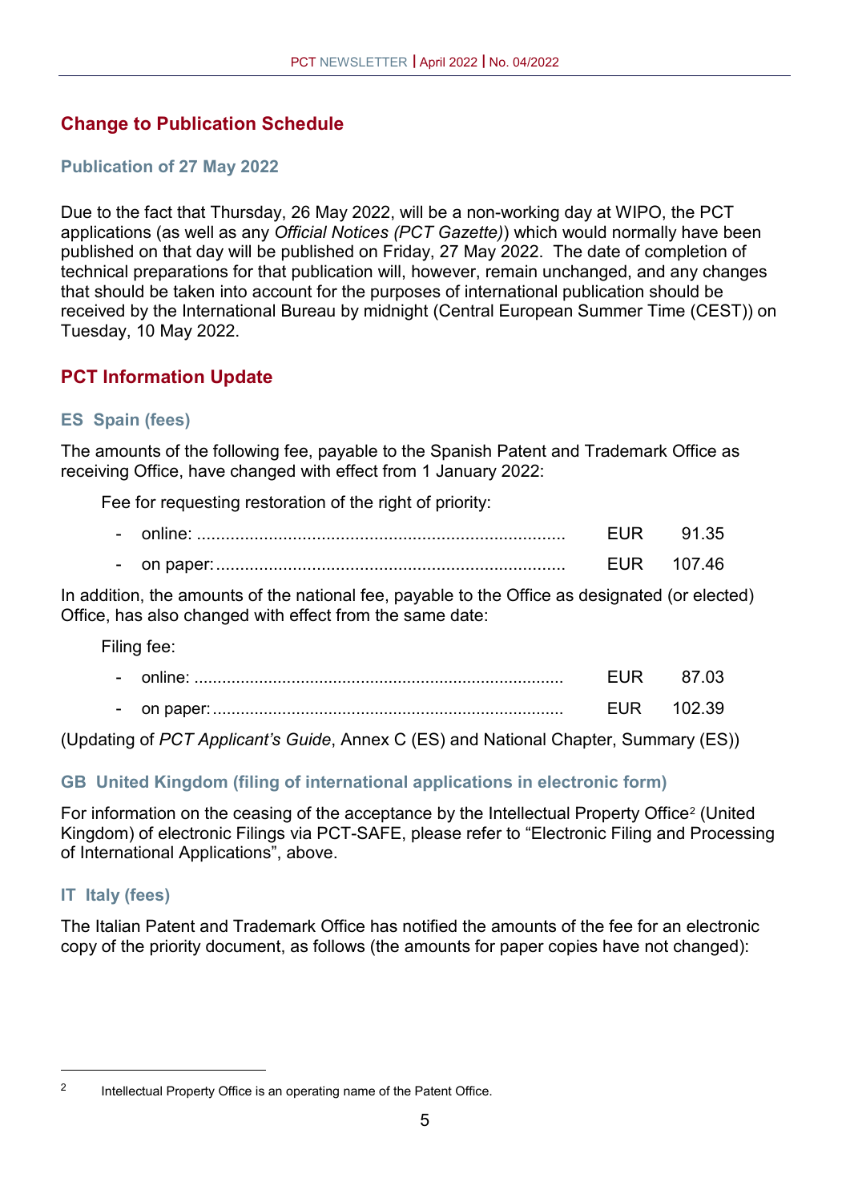## Change to Publication Schedule

### Publication of 27 May 2022

Due to the fact that Thursday, 26 May 2022, will be a non-working day at WIPO, the PCT applications (as well as any *Official Notices (PCT Gazette)*) which would normally have been published on that day will be published on Friday, 27 May 2022. The date of completion of technical preparations for that publication will, however, remain unchanged, and any changes that should be taken into account for the purposes of international publication should be received by the International Bureau by midnight (Central European Summer Time (CEST)) on Tuesday, 10 May 2022.

## PCT Information Update

### ES Spain (fees)

The amounts of the following fee, payable to the Spanish Patent and Trademark Office as receiving Office, have changed with effect from 1 January 2022:

Fee for requesting restoration of the right of priority:

- online: ............................................................................ EUR 91.35
- on paper: ........................................................................ EUR 107.46

In addition, the amounts of the national fee, payable to the Office as designated (or elected) Office, has also changed with effect from the same date:

Filing fee:

- online: ............................................................................ EUR 87.03
- on paper: ........................................................................ EUR 102.39

(Updating of *PCT Applicant's Guide*, Annex C (ES) and National Chapter, Summary (ES))

### GB United Kingdom (filing of international applications in electronic form)

For information on the ceasing of the acceptance by the Intellectual Property Office[2] (United Kingdom) of electronic Filings via PCT-SAFE, please refer to "Electronic Filing and Processing of International Applications", above.

### IT Italy (fees)

The Italian Patent and Trademark Office has notified the amounts of the fee for an electronic copy of the priority document, as follows (the amounts for paper copies have not changed):

[2] Intellectual Property Office is an operating name of the Patent Office.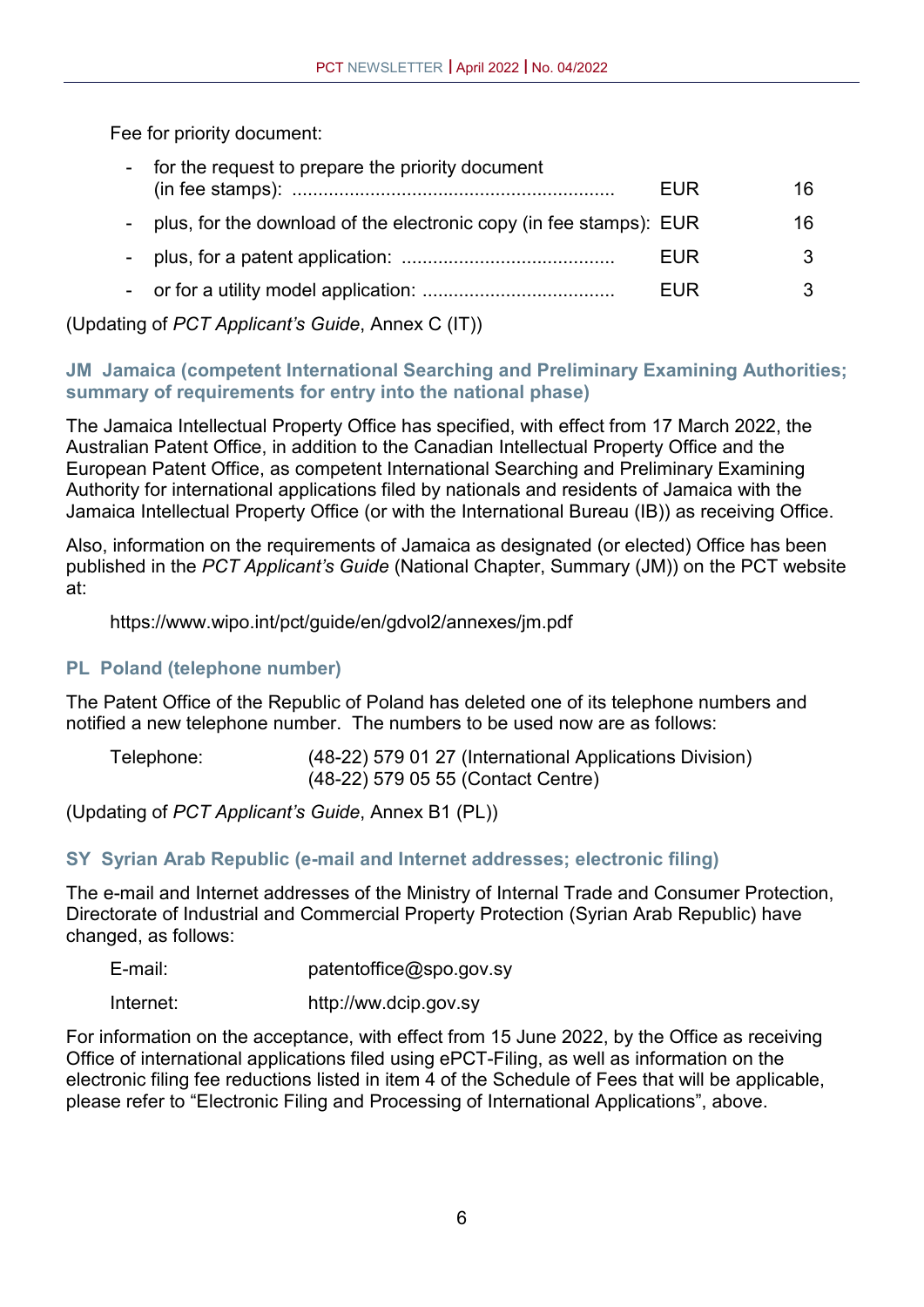Fee for priority document:

- for the request to prepare the priority document (in fee stamps): ............................................................ EUR 16
- plus, for the download of the electronic copy (in fee stamps): EUR 16
- plus, for a patent application: ........................................ EUR 3
- or for a utility model application: .................................... EUR 3

(Updating of *PCT Applicant's Guide*, Annex C (IT))

### JM Jamaica (competent International Searching and Preliminary Examining Authorities; summary of requirements for entry into the national phase)

The Jamaica Intellectual Property Office has specified, with effect from 17 March 2022, the Australian Patent Office, in addition to the Canadian Intellectual Property Office and the European Patent Office, as competent International Searching and Preliminary Examining Authority for international applications filed by nationals and residents of Jamaica with the Jamaica Intellectual Property Office (or with the International Bureau (IB)) as receiving Office.

Also, information on the requirements of Jamaica as designated (or elected) Office has been published in the *PCT Applicant's Guide* (National Chapter, Summary (JM)) on the PCT website at:

https://www.wipo.int/pct/guide/en/gdvol2/annexes/jm.pdf

### PL Poland (telephone number)

The Patent Office of the Republic of Poland has deleted one of its telephone numbers and notified a new telephone number. The numbers to be used now are as follows:

| | |
|---|---|
| Telephone: | (48-22) 579 01 27 (International Applications Division)<br>(48-22) 579 05 55 (Contact Centre) |

(Updating of *PCT Applicant's Guide*, Annex B1 (PL))

### SY Syrian Arab Republic (e-mail and Internet addresses; electronic filing)

The e-mail and Internet addresses of the Ministry of Internal Trade and Consumer Protection, Directorate of Industrial and Commercial Property Protection (Syrian Arab Republic) have changed, as follows:

| | |
|---|---|
| E-mail: | patentoffice@spo.gov.sy |
| Internet: | http://ww.dcip.gov.sy |

For information on the acceptance, with effect from 15 June 2022, by the Office as receiving Office of international applications filed using ePCT-Filing, as well as information on the electronic filing fee reductions listed in item 4 of the Schedule of Fees that will be applicable, please refer to "Electronic Filing and Processing of International Applications", above.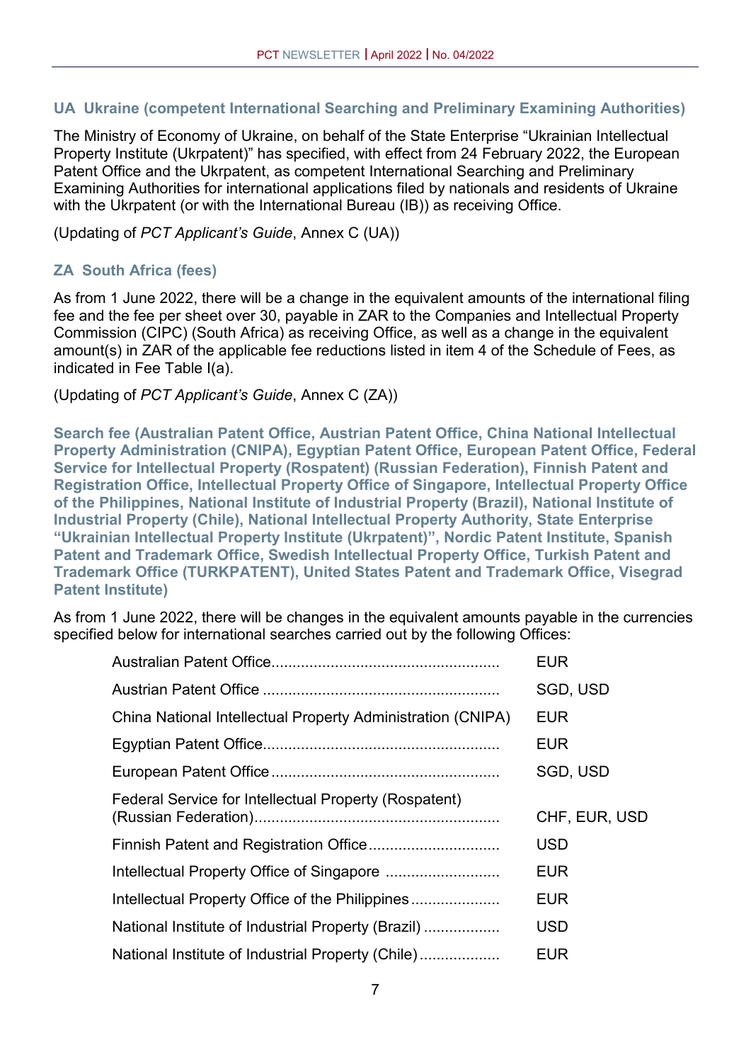### UA Ukraine (competent International Searching and Preliminary Examining Authorities)

The Ministry of Economy of Ukraine, on behalf of the State Enterprise "Ukrainian Intellectual Property Institute (Ukrpatent)" has specified, with effect from 24 February 2022, the European Patent Office and the Ukrpatent, as competent International Searching and Preliminary Examining Authorities for international applications filed by nationals and residents of Ukraine with the Ukrpatent (or with the International Bureau (IB)) as receiving Office.

(Updating of *PCT Applicant's Guide*, Annex C (UA))

### ZA South Africa (fees)

As from 1 June 2022, there will be a change in the equivalent amounts of the international filing fee and the fee per sheet over 30, payable in ZAR to the Companies and Intellectual Property Commission (CIPC) (South Africa) as receiving Office, as well as a change in the equivalent amount(s) in ZAR of the applicable fee reductions listed in item 4 of the Schedule of Fees, as indicated in Fee Table I(a).

(Updating of *PCT Applicant's Guide*, Annex C (ZA))

### Search fee (Australian Patent Office, Austrian Patent Office, China National Intellectual Property Administration (CNIPA), Egyptian Patent Office, European Patent Office, Federal Service for Intellectual Property (Rospatent) (Russian Federation), Finnish Patent and Registration Office, Intellectual Property Office of Singapore, Intellectual Property Office of the Philippines, National Institute of Industrial Property (Brazil), National Institute of Industrial Property (Chile), National Intellectual Property Authority, State Enterprise "Ukrainian Intellectual Property Institute (Ukrpatent)", Nordic Patent Institute, Spanish Patent and Trademark Office, Swedish Intellectual Property Office, Turkish Patent and Trademark Office (TURKPATENT), United States Patent and Trademark Office, Visegrad Patent Institute)

As from 1 June 2022, there will be changes in the equivalent amounts payable in the currencies specified below for international searches carried out by the following Offices:

| | |
|---|---|
| Australian Patent Office | EUR |
| Austrian Patent Office | SGD, USD |
| China National Intellectual Property Administration (CNIPA) | EUR |
| Egyptian Patent Office | EUR |
| European Patent Office | SGD, USD |
| Federal Service for Intellectual Property (Rospatent) (Russian Federation) | CHF, EUR, USD |
| Finnish Patent and Registration Office | USD |
| Intellectual Property Office of Singapore | EUR |
| Intellectual Property Office of the Philippines | EUR |
| National Institute of Industrial Property (Brazil) | USD |
| National Institute of Industrial Property (Chile) | EUR |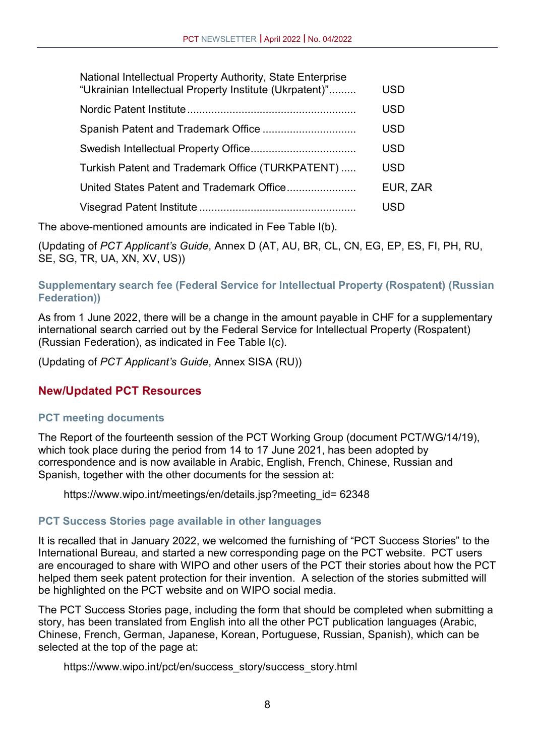| | |
|---|---|
| National Intellectual Property Authority, State Enterprise "Ukrainian Intellectual Property Institute (Ukrpatent)"......... | USD |
| Nordic Patent Institute....................................................... | USD |
| Spanish Patent and Trademark Office .............................. | USD |
| Swedish Intellectual Property Office.................................. | USD |
| Turkish Patent and Trademark Office (TURKPATENT) ..... | USD |
| United States Patent and Trademark Office....................... | EUR, ZAR |
| Visegrad Patent Institute ................................................... | USD |

The above-mentioned amounts are indicated in Fee Table I(b).

(Updating of *PCT Applicant's Guide*, Annex D (AT, AU, BR, CL, CN, EG, EP, ES, FI, PH, RU, SE, SG, TR, UA, XN, XV, US))

### Supplementary search fee (Federal Service for Intellectual Property (Rospatent) (Russian Federation))

As from 1 June 2022, there will be a change in the amount payable in CHF for a supplementary international search carried out by the Federal Service for Intellectual Property (Rospatent) (Russian Federation), as indicated in Fee Table I(c).

(Updating of *PCT Applicant's Guide*, Annex SISA (RU))

## New/Updated PCT Resources

### PCT meeting documents

The Report of the fourteenth session of the PCT Working Group (document PCT/WG/14/19), which took place during the period from 14 to 17 June 2021, has been adopted by correspondence and is now available in Arabic, English, French, Chinese, Russian and Spanish, together with the other documents for the session at:

https://www.wipo.int/meetings/en/details.jsp?meeting_id= 62348

### PCT Success Stories page available in other languages

It is recalled that in January 2022, we welcomed the furnishing of "PCT Success Stories" to the International Bureau, and started a new corresponding page on the PCT website. PCT users are encouraged to share with WIPO and other users of the PCT their stories about how the PCT helped them seek patent protection for their invention. A selection of the stories submitted will be highlighted on the PCT website and on WIPO social media.

The PCT Success Stories page, including the form that should be completed when submitting a story, has been translated from English into all the other PCT publication languages (Arabic, Chinese, French, German, Japanese, Korean, Portuguese, Russian, Spanish), which can be selected at the top of the page at:

https://www.wipo.int/pct/en/success_story/success_story.html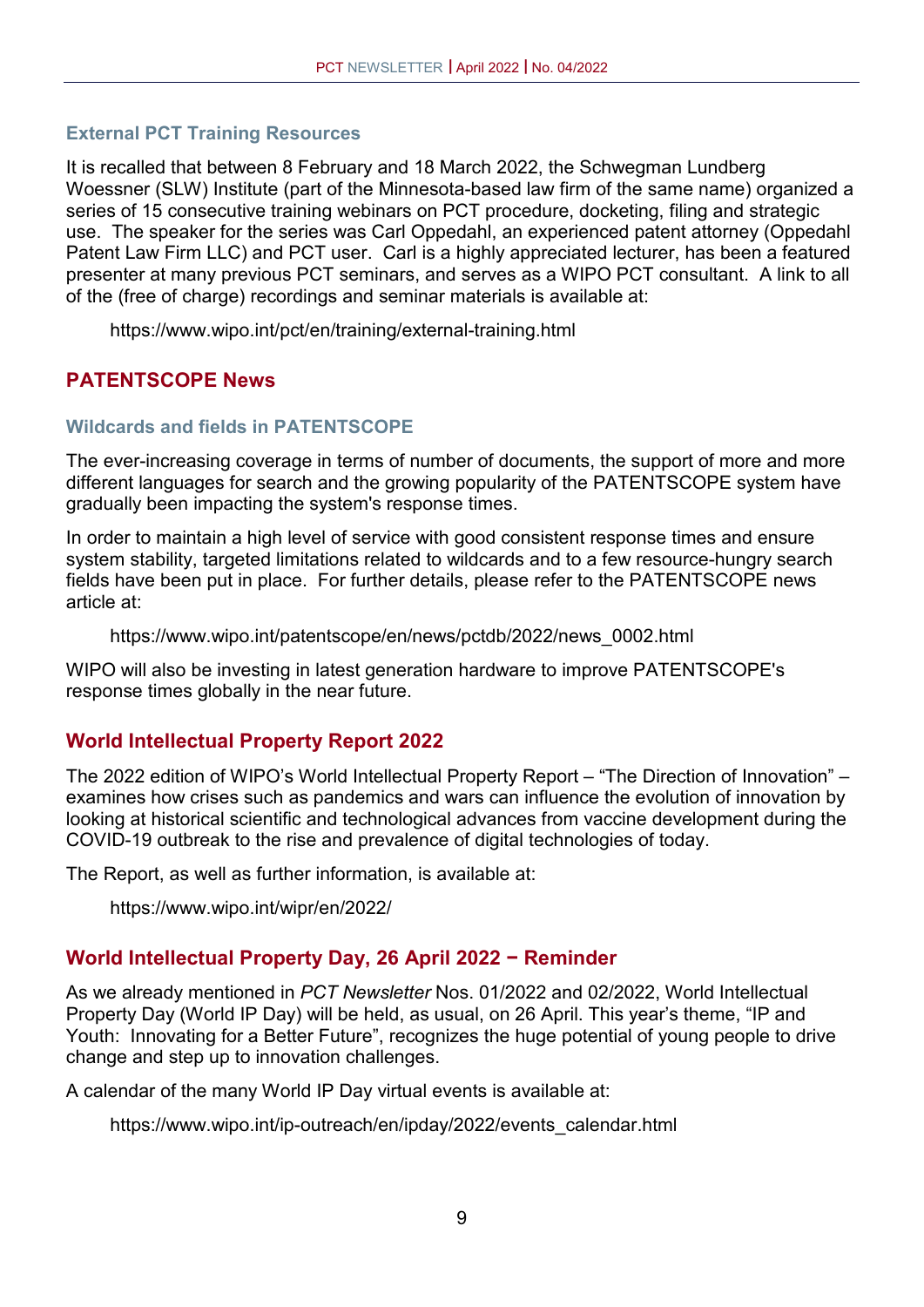### External PCT Training Resources

It is recalled that between 8 February and 18 March 2022, the Schwegman Lundberg Woessner (SLW) Institute (part of the Minnesota-based law firm of the same name) organized a series of 15 consecutive training webinars on PCT procedure, docketing, filing and strategic use. The speaker for the series was Carl Oppedahl, an experienced patent attorney (Oppedahl Patent Law Firm LLC) and PCT user. Carl is a highly appreciated lecturer, has been a featured presenter at many previous PCT seminars, and serves as a WIPO PCT consultant. A link to all of the (free of charge) recordings and seminar materials is available at:

https://www.wipo.int/pct/en/training/external-training.html

## PATENTSCOPE News

### Wildcards and fields in PATENTSCOPE

The ever-increasing coverage in terms of number of documents, the support of more and more different languages for search and the growing popularity of the PATENTSCOPE system have gradually been impacting the system's response times.

In order to maintain a high level of service with good consistent response times and ensure system stability, targeted limitations related to wildcards and to a few resource-hungry search fields have been put in place. For further details, please refer to the PATENTSCOPE news article at:

https://www.wipo.int/patentscope/en/news/pctdb/2022/news_0002.html

WIPO will also be investing in latest generation hardware to improve PATENTSCOPE's response times globally in the near future.

## World Intellectual Property Report 2022

The 2022 edition of WIPO's World Intellectual Property Report – "The Direction of Innovation" – examines how crises such as pandemics and wars can influence the evolution of innovation by looking at historical scientific and technological advances from vaccine development during the COVID-19 outbreak to the rise and prevalence of digital technologies of today.

The Report, as well as further information, is available at:

https://www.wipo.int/wipr/en/2022/

## World Intellectual Property Day, 26 April 2022 − Reminder

As we already mentioned in *PCT Newsletter* Nos. 01/2022 and 02/2022, World Intellectual Property Day (World IP Day) will be held, as usual, on 26 April. This year's theme, "IP and Youth: Innovating for a Better Future", recognizes the huge potential of young people to drive change and step up to innovation challenges.

A calendar of the many World IP Day virtual events is available at:

https://www.wipo.int/ip-outreach/en/ipday/2022/events_calendar.html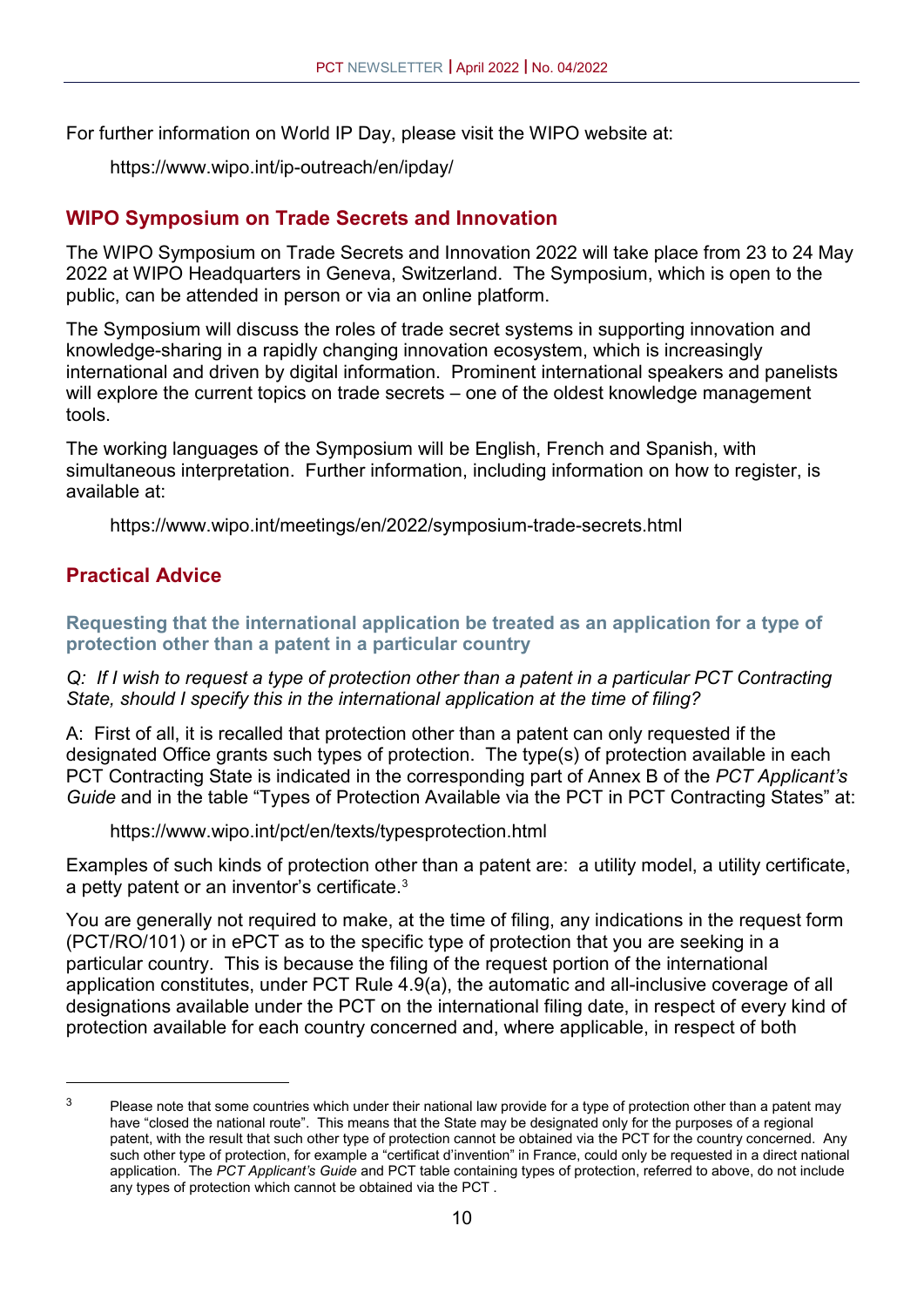For further information on World IP Day, please visit the WIPO website at:

https://www.wipo.int/ip-outreach/en/ipday/

## WIPO Symposium on Trade Secrets and Innovation

The WIPO Symposium on Trade Secrets and Innovation 2022 will take place from 23 to 24 May 2022 at WIPO Headquarters in Geneva, Switzerland. The Symposium, which is open to the public, can be attended in person or via an online platform.

The Symposium will discuss the roles of trade secret systems in supporting innovation and knowledge-sharing in a rapidly changing innovation ecosystem, which is increasingly international and driven by digital information. Prominent international speakers and panelists will explore the current topics on trade secrets – one of the oldest knowledge management tools.

The working languages of the Symposium will be English, French and Spanish, with simultaneous interpretation. Further information, including information on how to register, is available at:

https://www.wipo.int/meetings/en/2022/symposium-trade-secrets.html

## Practical Advice

### Requesting that the international application be treated as an application for a type of protection other than a patent in a particular country

*Q: If I wish to request a type of protection other than a patent in a particular PCT Contracting State, should I specify this in the international application at the time of filing?*

A: First of all, it is recalled that protection other than a patent can only requested if the designated Office grants such types of protection. The type(s) of protection available in each PCT Contracting State is indicated in the corresponding part of Annex B of the *PCT Applicant's Guide* and in the table "Types of Protection Available via the PCT in PCT Contracting States" at:

https://www.wipo.int/pct/en/texts/typesprotection.html

Examples of such kinds of protection other than a patent are: a utility model, a utility certificate, a petty patent or an inventor's certificate.[3]

You are generally not required to make, at the time of filing, any indications in the request form (PCT/RO/101) or in ePCT as to the specific type of protection that you are seeking in a particular country. This is because the filing of the request portion of the international application constitutes, under PCT Rule 4.9(a), the automatic and all-inclusive coverage of all designations available under the PCT on the international filing date, in respect of every kind of protection available for each country concerned and, where applicable, in respect of both

---

[3] Please note that some countries which under their national law provide for a type of protection other than a patent may have "closed the national route". This means that the State may be designated only for the purposes of a regional patent, with the result that such other type of protection cannot be obtained via the PCT for the country concerned. Any such other type of protection, for example a "certificat d'invention" in France, could only be requested in a direct national application. The *PCT Applicant's Guide* and PCT table containing types of protection, referred to above, do not include any types of protection which cannot be obtained via the PCT .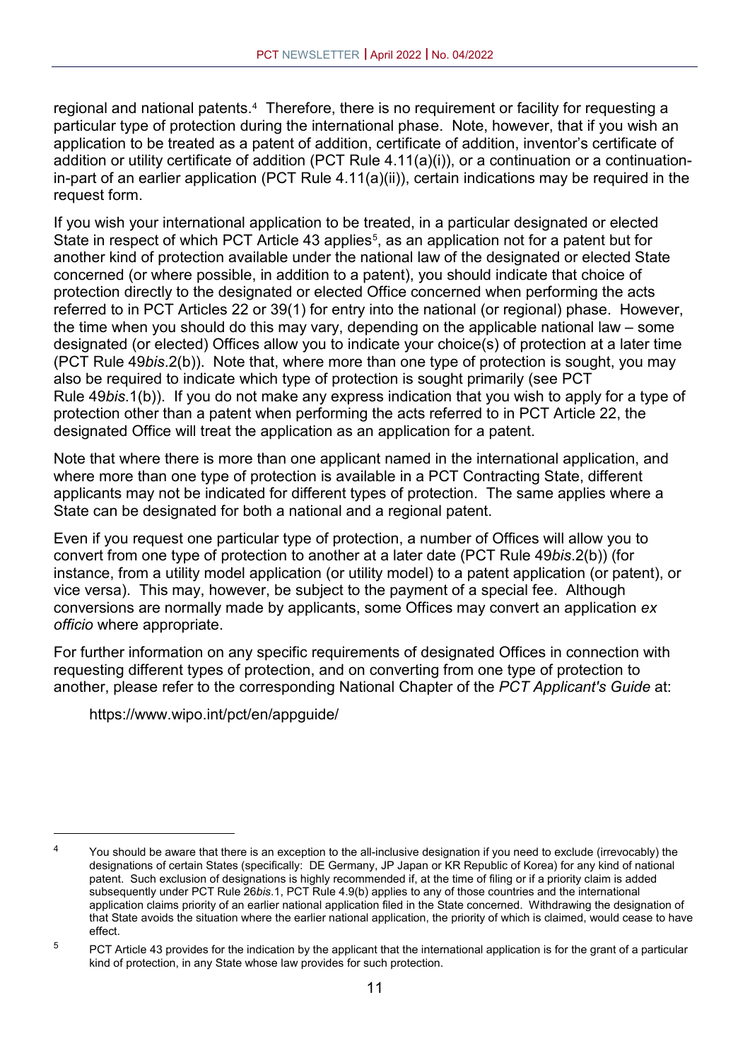regional and national patents.[4] Therefore, there is no requirement or facility for requesting a particular type of protection during the international phase. Note, however, that if you wish an application to be treated as a patent of addition, certificate of addition, inventor's certificate of addition or utility certificate of addition (PCT Rule 4.11(a)(i)), or a continuation or a continuation-in-part of an earlier application (PCT Rule 4.11(a)(ii)), certain indications may be required in the request form.

If you wish your international application to be treated, in a particular designated or elected State in respect of which PCT Article 43 applies[5], as an application not for a patent but for another kind of protection available under the national law of the designated or elected State concerned (or where possible, in addition to a patent), you should indicate that choice of protection directly to the designated or elected Office concerned when performing the acts referred to in PCT Articles 22 or 39(1) for entry into the national (or regional) phase. However, the time when you should do this may vary, depending on the applicable national law – some designated (or elected) Offices allow you to indicate your choice(s) of protection at a later time (PCT Rule 49*bis*.2(b)). Note that, where more than one type of protection is sought, you may also be required to indicate which type of protection is sought primarily (see PCT Rule 49*bis*.1(b)). If you do not make any express indication that you wish to apply for a type of protection other than a patent when performing the acts referred to in PCT Article 22, the designated Office will treat the application as an application for a patent.

Note that where there is more than one applicant named in the international application, and where more than one type of protection is available in a PCT Contracting State, different applicants may not be indicated for different types of protection. The same applies where a State can be designated for both a national and a regional patent.

Even if you request one particular type of protection, a number of Offices will allow you to convert from one type of protection to another at a later date (PCT Rule 49*bis*.2(b)) (for instance, from a utility model application (or utility model) to a patent application (or patent), or vice versa). This may, however, be subject to the payment of a special fee. Although conversions are normally made by applicants, some Offices may convert an application *ex officio* where appropriate.

For further information on any specific requirements of designated Offices in connection with requesting different types of protection, and on converting from one type of protection to another, please refer to the corresponding National Chapter of the *PCT Applicant's Guide* at:

https://www.wipo.int/pct/en/appguide/

---

[4] You should be aware that there is an exception to the all-inclusive designation if you need to exclude (irrevocably) the designations of certain States (specifically: DE Germany, JP Japan or KR Republic of Korea) for any kind of national patent. Such exclusion of designations is highly recommended if, at the time of filing or if a priority claim is added subsequently under PCT Rule 26*bis*.1, PCT Rule 4.9(b) applies to any of those countries and the international application claims priority of an earlier national application filed in the State concerned. Withdrawing the designation of that State avoids the situation where the earlier national application, the priority of which is claimed, would cease to have effect.

[5] PCT Article 43 provides for the indication by the applicant that the international application is for the grant of a particular kind of protection, in any State whose law provides for such protection.